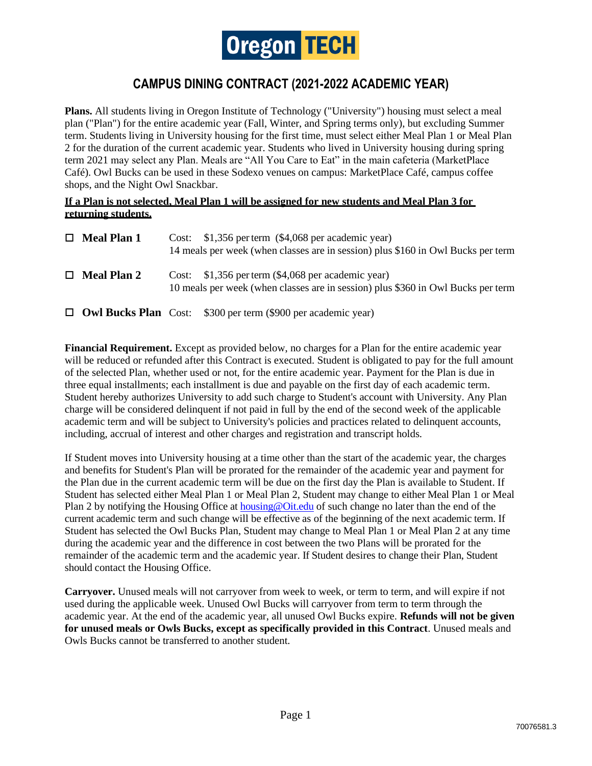# Oregon TECH

## CAMPUS DINING CONTRACT (2021-2022 ACADEMIC YEAR)

**Plans.** All students living in Oregon Institute of Technology ("University") housing must select a meal plan ("Plan") for the entire academic year (Fall, Winter, and Spring terms only), but excluding Summer term. Students living in University housing for the first time, must select either Meal Plan 1 or Meal Plan 2 for the duration of the current academic year. Students who lived in University housing during spring term 2021 may select any Plan. Meals are "All You Care to Eat" in the main cafeteria (MarketPlace Café). Owl Bucks can be used in these Sodexo venues on campus: MarketPlace Café, campus coffee shops, and the Night Owl Snackbar.

**If a Plan is not selected, Meal Plan 1 will be assigned for new students and Meal Plan 3 for returning students.**

- ☐ **Meal Plan 1** Cost: $1,356 per term ($4,068 per academic year)
  14 meals per week (when classes are in session) plus $160 in Owl Bucks per term

- ☐ **Meal Plan 2** Cost: $1,356 per term ($4,068 per academic year)
  10 meals per week (when classes are in session) plus $360 in Owl Bucks per term

- ☐ **Owl Bucks Plan** Cost: $300 per term ($900 per academic year)

**Financial Requirement.** Except as provided below, no charges for a Plan for the entire academic year will be reduced or refunded after this Contract is executed. Student is obligated to pay for the full amount of the selected Plan, whether used or not, for the entire academic year. Payment for the Plan is due in three equal installments; each installment is due and payable on the first day of each academic term. Student hereby authorizes University to add such charge to Student's account with University. Any Plan charge will be considered delinquent if not paid in full by the end of the second week of the applicable academic term and will be subject to University's policies and practices related to delinquent accounts, including, accrual of interest and other charges and registration and transcript holds.

If Student moves into University housing at a time other than the start of the academic year, the charges and benefits for Student's Plan will be prorated for the remainder of the academic year and payment for the Plan due in the current academic term will be due on the first day the Plan is available to Student. If Student has selected either Meal Plan 1 or Meal Plan 2, Student may change to either Meal Plan 1 or Meal Plan 2 by notifying the Housing Office at housing@Oit.edu of such change no later than the end of the current academic term and such change will be effective as of the beginning of the next academic term. If Student has selected the Owl Bucks Plan, Student may change to Meal Plan 1 or Meal Plan 2 at any time during the academic year and the difference in cost between the two Plans will be prorated for the remainder of the academic term and the academic year. If Student desires to change their Plan, Student should contact the Housing Office.

**Carryover.** Unused meals will not carryover from week to week, or term to term, and will expire if not used during the applicable week. Unused Owl Bucks will carryover from term to term through the academic year. At the end of the academic year, all unused Owl Bucks expire. **Refunds will not be given for unused meals or Owls Bucks, except as specifically provided in this Contract**. Unused meals and Owls Bucks cannot be transferred to another student.

70076581.3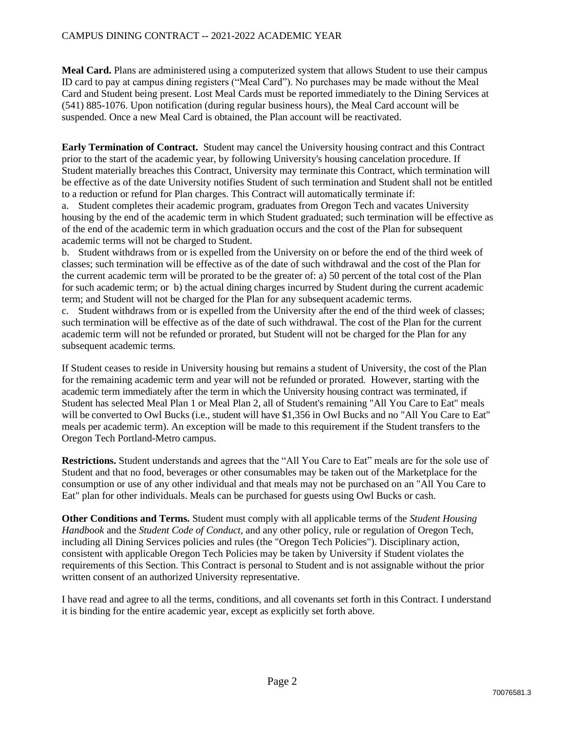**Meal Card.** Plans are administered using a computerized system that allows Student to use their campus ID card to pay at campus dining registers ("Meal Card"). No purchases may be made without the Meal Card and Student being present. Lost Meal Cards must be reported immediately to the Dining Services at (541) 885-1076. Upon notification (during regular business hours), the Meal Card account will be suspended. Once a new Meal Card is obtained, the Plan account will be reactivated.

**Early Termination of Contract.** Student may cancel the University housing contract and this Contract prior to the start of the academic year, by following University's housing cancelation procedure. If Student materially breaches this Contract, University may terminate this Contract, which termination will be effective as of the date University notifies Student of such termination and Student shall not be entitled to a reduction or refund for Plan charges. This Contract will automatically terminate if:

a. Student completes their academic program, graduates from Oregon Tech and vacates University housing by the end of the academic term in which Student graduated; such termination will be effective as of the end of the academic term in which graduation occurs and the cost of the Plan for subsequent academic terms will not be charged to Student.

b. Student withdraws from or is expelled from the University on or before the end of the third week of classes; such termination will be effective as of the date of such withdrawal and the cost of the Plan for the current academic term will be prorated to be the greater of: a) 50 percent of the total cost of the Plan for such academic term; or b) the actual dining charges incurred by Student during the current academic term; and Student will not be charged for the Plan for any subsequent academic terms.

c. Student withdraws from or is expelled from the University after the end of the third week of classes; such termination will be effective as of the date of such withdrawal. The cost of the Plan for the current academic term will not be refunded or prorated, but Student will not be charged for the Plan for any subsequent academic terms.

If Student ceases to reside in University housing but remains a student of University, the cost of the Plan for the remaining academic term and year will not be refunded or prorated. However, starting with the academic term immediately after the term in which the University housing contract was terminated, if Student has selected Meal Plan 1 or Meal Plan 2, all of Student's remaining "All You Care to Eat" meals will be converted to Owl Bucks (i.e., student will have $1,356 in Owl Bucks and no "All You Care to Eat" meals per academic term). An exception will be made to this requirement if the Student transfers to the Oregon Tech Portland-Metro campus.

**Restrictions.** Student understands and agrees that the "All You Care to Eat" meals are for the sole use of Student and that no food, beverages or other consumables may be taken out of the Marketplace for the consumption or use of any other individual and that meals may not be purchased on an "All You Care to Eat" plan for other individuals. Meals can be purchased for guests using Owl Bucks or cash.

**Other Conditions and Terms.** Student must comply with all applicable terms of the *Student Housing Handbook* and the *Student Code of Conduct*, and any other policy, rule or regulation of Oregon Tech, including all Dining Services policies and rules (the "Oregon Tech Policies"). Disciplinary action, consistent with applicable Oregon Tech Policies may be taken by University if Student violates the requirements of this Section. This Contract is personal to Student and is not assignable without the prior written consent of an authorized University representative.

I have read and agree to all the terms, conditions, and all covenants set forth in this Contract. I understand it is binding for the entire academic year, except as explicitly set forth above.

70076581.3